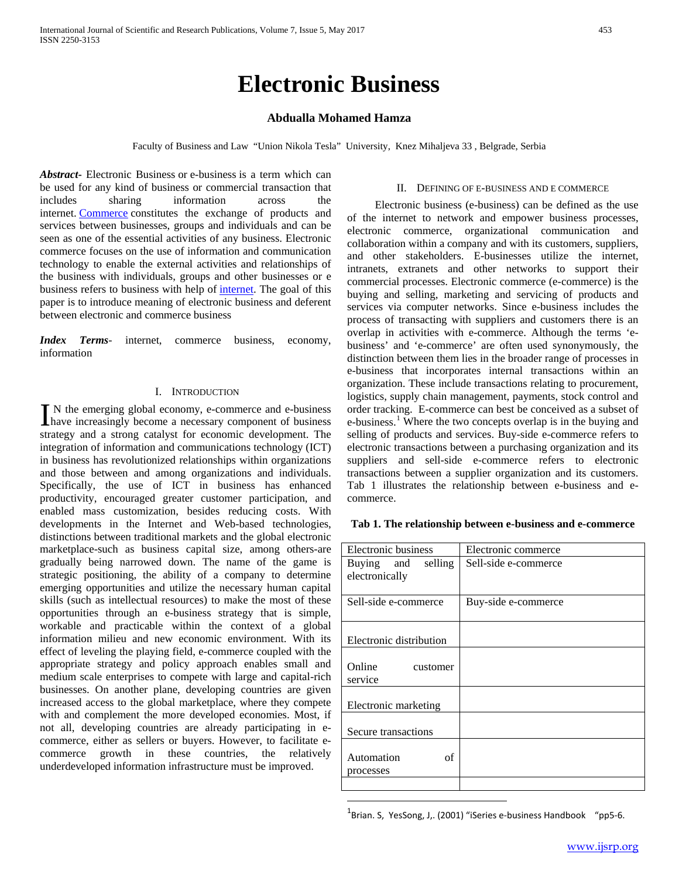# Electronic Business

**Abdualla Mohamed Hamza**

Faculty of Business and Law "Union Nikola Tesla" University, Knez Mihaljeva 33 , Belgrade, Serbia

***Abstract***- Electronic Business or e-business is a term which can be used for any kind of business or commercial transaction that includes sharing information across the internet. Commerce constitutes the exchange of products and services between businesses, groups and individuals and can be seen as one of the essential activities of any business. Electronic commerce focuses on the use of information and communication technology to enable the external activities and relationships of the business with individuals, groups and other businesses or e business refers to business with help of internet. The goal of this paper is to introduce meaning of electronic business and deferent between electronic and commerce business

***Index Terms***- internet, commerce business, economy, information

## I. Introduction

In the emerging global economy, e-commerce and e-business have increasingly become a necessary component of business strategy and a strong catalyst for economic development. The integration of information and communications technology (ICT) in business has revolutionized relationships within organizations and those between and among organizations and individuals. Specifically, the use of ICT in business has enhanced productivity, encouraged greater customer participation, and enabled mass customization, besides reducing costs. With developments in the Internet and Web-based technologies, distinctions between traditional markets and the global electronic marketplace-such as business capital size, among others-are gradually being narrowed down. The name of the game is strategic positioning, the ability of a company to determine emerging opportunities and utilize the necessary human capital skills (such as intellectual resources) to make the most of these opportunities through an e-business strategy that is simple, workable and practicable within the context of a global information milieu and new economic environment. With its effect of leveling the playing field, e-commerce coupled with the appropriate strategy and policy approach enables small and medium scale enterprises to compete with large and capital-rich businesses. On another plane, developing countries are given increased access to the global marketplace, where they compete with and complement the more developed economies. Most, if not all, developing countries are already participating in e-commerce, either as sellers or buyers. However, to facilitate e-commerce growth in these countries, the relatively underdeveloped information infrastructure must be improved.

## II. Defining of E-business and E commerce

Electronic business (e-business) can be defined as the use of the internet to network and empower business processes, electronic commerce, organizational communication and collaboration within a company and with its customers, suppliers, and other stakeholders. E-businesses utilize the internet, intranets, extranets and other networks to support their commercial processes. Electronic commerce (e-commerce) is the buying and selling, marketing and servicing of products and services via computer networks. Since e-business includes the process of transacting with suppliers and customers there is an overlap in activities with e-commerce. Although the terms 'e-business' and 'e-commerce' are often used synonymously, the distinction between them lies in the broader range of processes in e-business that incorporates internal transactions within an organization. These include transactions relating to procurement, logistics, supply chain management, payments, stock control and order tracking. E-commerce can best be conceived as a subset of e-business.[1] Where the two concepts overlap is in the buying and selling of products and services. Buy-side e-commerce refers to electronic transactions between a purchasing organization and its suppliers and sell-side e-commerce refers to electronic transactions between a supplier organization and its customers. Tab 1 illustrates the relationship between e-business and e-commerce.

**Tab 1. The relationship between e-business and e-commerce**

| Electronic business | Electronic commerce |
|---|---|
| Buying and selling electronically | Sell-side e-commerce |
| Sell-side e-commerce | Buy-side e-commerce |
| Electronic distribution | |
| Online customer service | |
| Electronic marketing | |
| Secure transactions | |
| Automation of processes | |
| | |

[1] Brian. S, YesSong, J,. (2001) "iSeries e-business Handbook "pp5-6.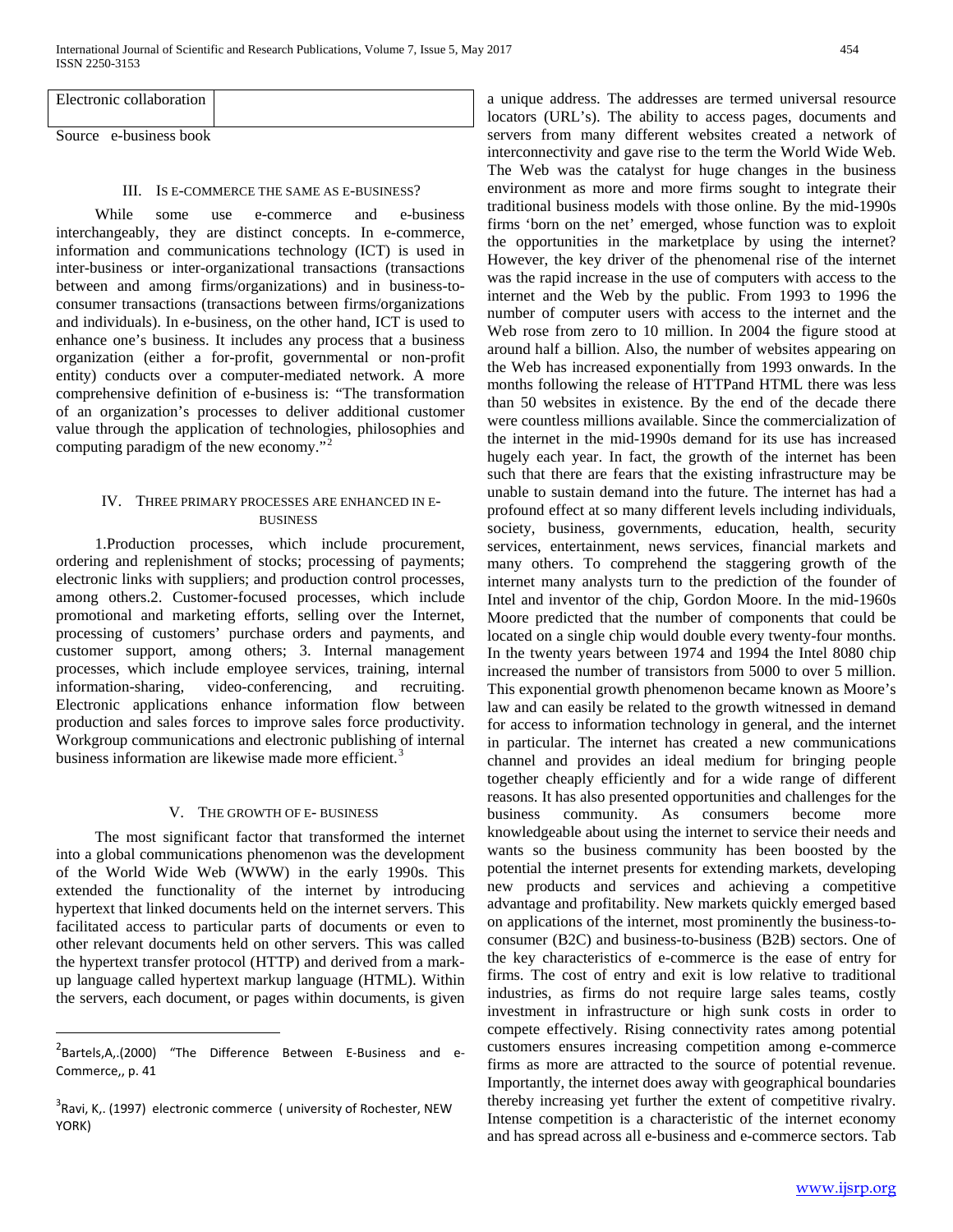| Electronic collaboration | |
|---|---|

Source e-business book

## III. Is e-commerce the same as e-business?

While some use e-commerce and e-business interchangeably, they are distinct concepts. In e-commerce, information and communications technology (ICT) is used in inter-business or inter-organizational transactions (transactions between and among firms/organizations) and in business-to-consumer transactions (transactions between firms/organizations and individuals). In e-business, on the other hand, ICT is used to enhance one's business. It includes any process that a business organization (either a for-profit, governmental or non-profit entity) conducts over a computer-mediated network. A more comprehensive definition of e-business is: "The transformation of an organization's processes to deliver additional customer value through the application of technologies, philosophies and computing paradigm of the new economy."[2]

## IV. Three primary processes are enhanced in e-business

1.Production processes, which include procurement, ordering and replenishment of stocks; processing of payments; electronic links with suppliers; and production control processes, among others.2. Customer-focused processes, which include promotional and marketing efforts, selling over the Internet, processing of customers' purchase orders and payments, and customer support, among others; 3. Internal management processes, which include employee services, training, internal information-sharing, video-conferencing, and recruiting. Electronic applications enhance information flow between production and sales forces to improve sales force productivity. Workgroup communications and electronic publishing of internal business information are likewise made more efficient.[3]

## V. The growth of e- business

The most significant factor that transformed the internet into a global communications phenomenon was the development of the World Wide Web (WWW) in the early 1990s. This extended the functionality of the internet by introducing hypertext that linked documents held on the internet servers. This facilitated access to particular parts of documents or even to other relevant documents held on other servers. This was called the hypertext transfer protocol (HTTP) and derived from a mark-up language called hypertext markup language (HTML). Within the servers, each document, or pages within documents, is given a unique address. The addresses are termed universal resource locators (URL's). The ability to access pages, documents and servers from many different websites created a network of interconnectivity and gave rise to the term the World Wide Web. The Web was the catalyst for huge changes in the business environment as more and more firms sought to integrate their traditional business models with those online. By the mid-1990s firms 'born on the net' emerged, whose function was to exploit the opportunities in the marketplace by using the internet? However, the key driver of the phenomenal rise of the internet was the rapid increase in the use of computers with access to the internet and the Web by the public. From 1993 to 1996 the number of computer users with access to the internet and the Web rose from zero to 10 million. In 2004 the figure stood at around half a billion. Also, the number of websites appearing on the Web has increased exponentially from 1993 onwards. In the months following the release of HTTPand HTML there was less than 50 websites in existence. By the end of the decade there were countless millions available. Since the commercialization of the internet in the mid-1990s demand for its use has increased hugely each year. In fact, the growth of the internet has been such that there are fears that the existing infrastructure may be unable to sustain demand into the future. The internet has had a profound effect at so many different levels including individuals, society, business, governments, education, health, security services, entertainment, news services, financial markets and many others. To comprehend the staggering growth of the internet many analysts turn to the prediction of the founder of Intel and inventor of the chip, Gordon Moore. In the mid-1960s Moore predicted that the number of components that could be located on a single chip would double every twenty-four months. In the twenty years between 1974 and 1994 the Intel 8080 chip increased the number of transistors from 5000 to over 5 million. This exponential growth phenomenon became known as Moore's law and can easily be related to the growth witnessed in demand for access to information technology in general, and the internet in particular. The internet has created a new communications channel and provides an ideal medium for bringing people together cheaply efficiently and for a wide range of different reasons. It has also presented opportunities and challenges for the business community. As consumers become more knowledgeable about using the internet to service their needs and wants so the business community has been boosted by the potential the internet presents for extending markets, developing new products and services and achieving a competitive advantage and profitability. New markets quickly emerged based on applications of the internet, most prominently the business-to-consumer (B2C) and business-to-business (B2B) sectors. One of the key characteristics of e-commerce is the ease of entry for firms. The cost of entry and exit is low relative to traditional industries, as firms do not require large sales teams, costly investment in infrastructure or high sunk costs in order to compete effectively. Rising connectivity rates among potential customers ensures increasing competition among e-commerce firms as more are attracted to the source of potential revenue. Importantly, the internet does away with geographical boundaries thereby increasing yet further the extent of competitive rivalry. Intense competition is a characteristic of the internet economy and has spread across all e-business and e-commerce sectors. Tab

---

[2] Bartels,A,.(2000) "The Difference Between E-Business and e-Commerce,, p. 41

[3] Ravi, K,. (1997) electronic commerce ( university of Rochester, NEW YORK)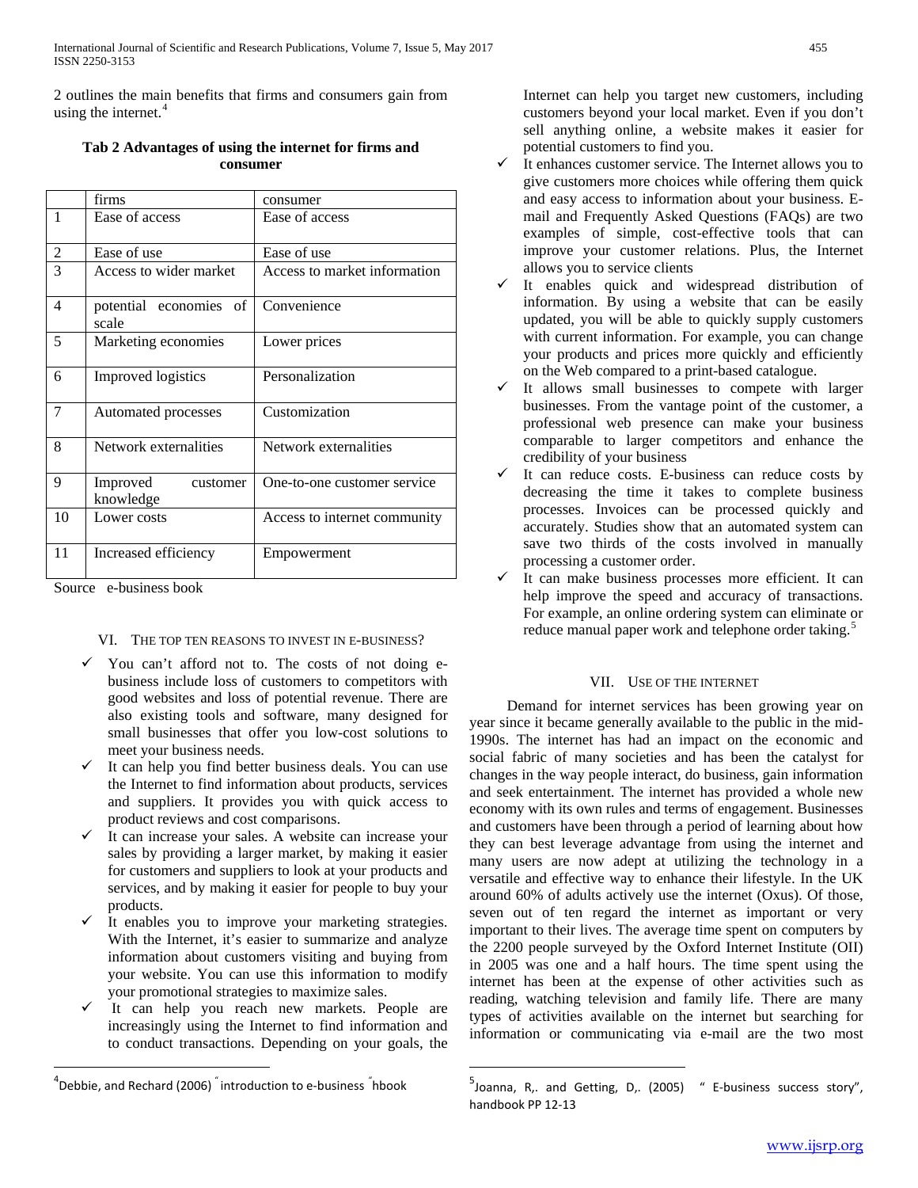2 outlines the main benefits that firms and consumers gain from using the internet.[4]

**Tab 2 Advantages of using the internet for firms and consumer**

| | firms | consumer |
|---|---|---|
| 1 | Ease of access | Ease of access |
| 2 | Ease of use | Ease of use |
| 3 | Access to wider market | Access to market information |
| 4 | potential economies of scale | Convenience |
| 5 | Marketing economies | Lower prices |
| 6 | Improved logistics | Personalization |
| 7 | Automated processes | Customization |
| 8 | Network externalities | Network externalities |
| 9 | Improved customer knowledge | One-to-one customer service |
| 10 | Lower costs | Access to internet community |
| 11 | Increased efficiency | Empowerment |

Source e-business book

## VI. The top ten reasons to invest in e-business?

- ✓ You can't afford not to. The costs of not doing e-business include loss of customers to competitors with good websites and loss of potential revenue. There are also existing tools and software, many designed for small businesses that offer you low-cost solutions to meet your business needs.
- ✓ It can help you find better business deals. You can use the Internet to find information about products, services and suppliers. It provides you with quick access to product reviews and cost comparisons.
- ✓ It can increase your sales. A website can increase your sales by providing a larger market, by making it easier for customers and suppliers to look at your products and services, and by making it easier for people to buy your products.
- ✓ It enables you to improve your marketing strategies. With the Internet, it's easier to summarize and analyze information about customers visiting and buying from your website. You can use this information to modify your promotional strategies to maximize sales.
- ✓ It can help you reach new markets. People are increasingly using the Internet to find information and to conduct transactions. Depending on your goals, the Internet can help you target new customers, including customers beyond your local market. Even if you don't sell anything online, a website makes it easier for potential customers to find you.
- ✓ It enhances customer service. The Internet allows you to give customers more choices while offering them quick and easy access to information about your business. E-mail and Frequently Asked Questions (FAQs) are two examples of simple, cost-effective tools that can improve your customer relations. Plus, the Internet allows you to service clients
- ✓ It enables quick and widespread distribution of information. By using a website that can be easily updated, you will be able to quickly supply customers with current information. For example, you can change your products and prices more quickly and efficiently on the Web compared to a print-based catalogue.
- ✓ It allows small businesses to compete with larger businesses. From the vantage point of the customer, a professional web presence can make your business comparable to larger competitors and enhance the credibility of your business
- ✓ It can reduce costs. E-business can reduce costs by decreasing the time it takes to complete business processes. Invoices can be processed quickly and accurately. Studies show that an automated system can save two thirds of the costs involved in manually processing a customer order.
- ✓ It can make business processes more efficient. It can help improve the speed and accuracy of transactions. For example, an online ordering system can eliminate or reduce manual paper work and telephone order taking.[5]

## VII. Use of the internet

Demand for internet services has been growing year on year since it became generally available to the public in the mid-1990s. The internet has had an impact on the economic and social fabric of many societies and has been the catalyst for changes in the way people interact, do business, gain information and seek entertainment. The internet has provided a whole new economy with its own rules and terms of engagement. Businesses and customers have been through a period of learning about how they can best leverage advantage from using the internet and many users are now adept at utilizing the technology in a versatile and effective way to enhance their lifestyle. In the UK around 60% of adults actively use the internet (Oxus). Of those, seven out of ten regard the internet as important or very important to their lives. The average time spent on computers by the 2200 people surveyed by the Oxford Internet Institute (OII) in 2005 was one and a half hours. The time spent using the internet has been at the expense of other activities such as reading, watching television and family life. There are many types of activities available on the internet but searching for information or communicating via e-mail are the two most

---

[4] Debbie, and Rechard (2006) " introduction to e-business "hbook

[5] Joanna, R,. and Getting, D,. (2005) " E-business success story", handbook PP 12-13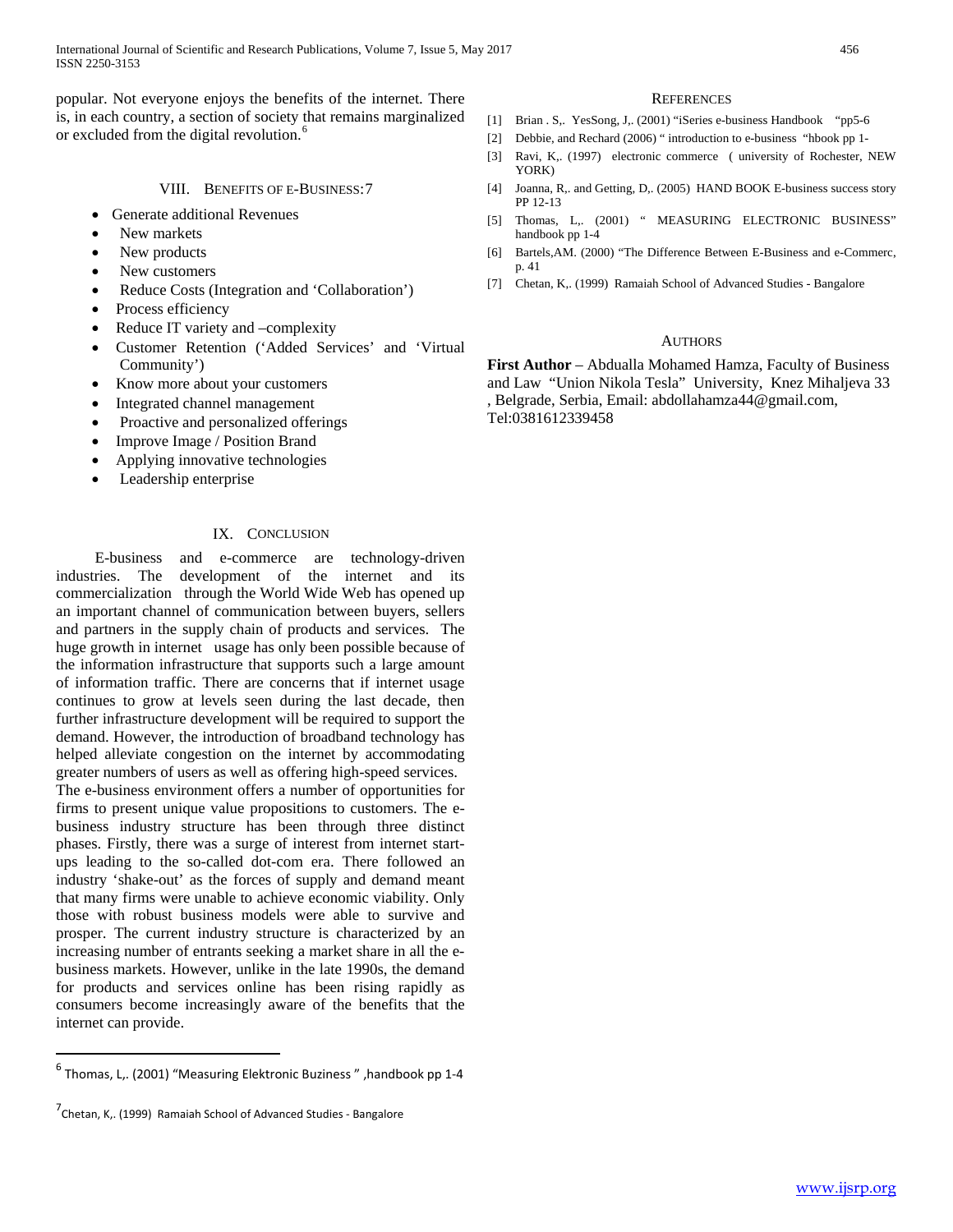popular. Not everyone enjoys the benefits of the internet. There is, in each country, a section of society that remains marginalized or excluded from the digital revolution.[6]

## VIII. Benefits of e-Business:7

- Generate additional Revenues
- New markets
- New products
- New customers
- Reduce Costs (Integration and 'Collaboration')
- Process efficiency
- Reduce IT variety and –complexity
- Customer Retention ('Added Services' and 'Virtual Community')
- Know more about your customers
- Integrated channel management
- Proactive and personalized offerings
- Improve Image / Position Brand
- Applying innovative technologies
- Leadership enterprise

## IX. Conclusion

E-business and e-commerce are technology-driven industries. The development of the internet and its commercialization through the World Wide Web has opened up an important channel of communication between buyers, sellers and partners in the supply chain of products and services. The huge growth in internet usage has only been possible because of the information infrastructure that supports such a large amount of information traffic. There are concerns that if internet usage continues to grow at levels seen during the last decade, then further infrastructure development will be required to support the demand. However, the introduction of broadband technology has helped alleviate congestion on the internet by accommodating greater numbers of users as well as offering high-speed services.
The e-business environment offers a number of opportunities for firms to present unique value propositions to customers. The e-business industry structure has been through three distinct phases. Firstly, there was a surge of interest from internet start-ups leading to the so-called dot-com era. There followed an industry 'shake-out' as the forces of supply and demand meant that many firms were unable to achieve economic viability. Only those with robust business models were able to survive and prosper. The current industry structure is characterized by an increasing number of entrants seeking a market share in all the e-business markets. However, unlike in the late 1990s, the demand for products and services online has been rising rapidly as consumers become increasingly aware of the benefits that the internet can provide.

## References

[1] Brian . S,. YesSong, J,. (2001) "iSeries e-business Handbook "pp5-6

[2] Debbie, and Rechard (2006) " introduction to e-business "hbook pp 1-

[3] Ravi, K,. (1997) electronic commerce ( university of Rochester, NEW YORK)

[4] Joanna, R,. and Getting, D,. (2005) HAND BOOK E-business success story PP 12-13

[5] Thomas, L,. (2001) " MEASURING ELECTRONIC BUSINESS" handbook pp 1-4

[6] Bartels,AM. (2000) "The Difference Between E-Business and e-Commerc, p. 41

[7] Chetan, K,. (1999) Ramaiah School of Advanced Studies - Bangalore

## Authors

**First Author** – Abdualla Mohamed Hamza, Faculty of Business and Law "Union Nikola Tesla" University, Knez Mihaljeva 33 , Belgrade, Serbia, Email: abdollahamza44@gmail.com, Tel:0381612339458

---

[6] Thomas, L,. (2001) "Measuring Elektronic Buziness " ,handbook pp 1-4

[7] Chetan, K,. (1999) Ramaiah School of Advanced Studies - Bangalore